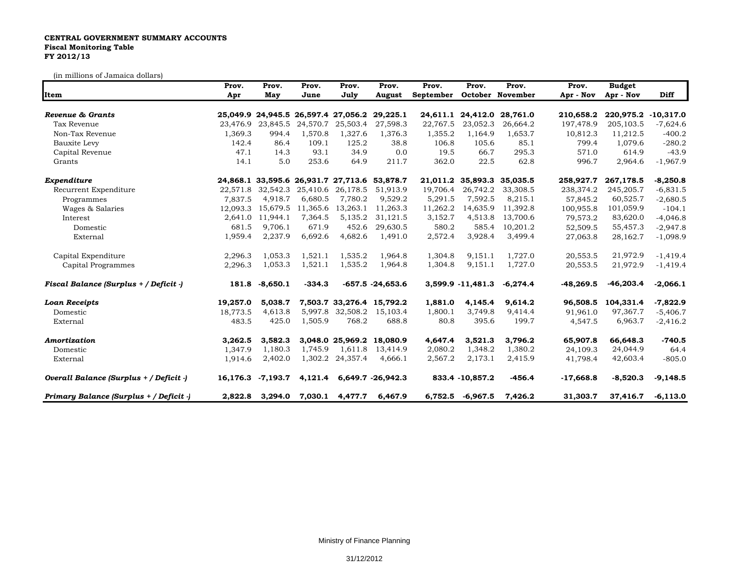**CENTRAL GOVERNMENT SUMMARY ACCOUNTS**
**Fiscal Monitoring Table**
**FY 2012/13**

(in millions of Jamaica dollars)

| Item | Prov. Apr | Prov. May | Prov. June | Prov. July | Prov. August | Prov. September | Prov. October | Prov. November | Prov. Apr - Nov | Budget Apr - Nov | Diff |
|---|---|---|---|---|---|---|---|---|---|---|---|
| ***Revenue & Grants*** | **25,049.9** | **24,945.5** | **26,597.4** | **27,056.2** | **29,225.1** | **24,611.1** | **24,412.0** | **28,761.0** | **210,658.2** | **220,975.2** | **-10,317.0** |
| Tax Revenue | 23,476.9 | 23,845.5 | 24,570.7 | 25,503.4 | 27,598.3 | 22,767.5 | 23,052.3 | 26,664.2 | 197,478.9 | 205,103.5 | -7,624.6 |
| Non-Tax Revenue | 1,369.3 | 994.4 | 1,570.8 | 1,327.6 | 1,376.3 | 1,355.2 | 1,164.9 | 1,653.7 | 10,812.3 | 11,212.5 | -400.2 |
| Bauxite Levy | 142.4 | 86.4 | 109.1 | 125.2 | 38.8 | 106.8 | 105.6 | 85.1 | 799.4 | 1,079.6 | -280.2 |
| Capital Revenue | 47.1 | 14.3 | 93.1 | 34.9 | 0.0 | 19.5 | 66.7 | 295.3 | 571.0 | 614.9 | -43.9 |
| Grants | 14.1 | 5.0 | 253.6 | 64.9 | 211.7 | 362.0 | 22.5 | 62.8 | 996.7 | 2,964.6 | -1,967.9 |
| ***Expenditure*** | **24,868.1** | **33,595.6** | **26,931.7** | **27,713.6** | **53,878.7** | **21,011.2** | **35,893.3** | **35,035.5** | **258,927.7** | **267,178.5** | **-8,250.8** |
| Recurrent Expenditure | 22,571.8 | 32,542.3 | 25,410.6 | 26,178.5 | 51,913.9 | 19,706.4 | 26,742.2 | 33,308.5 | 238,374.2 | 245,205.7 | -6,831.5 |
| Programmes | 7,837.5 | 4,918.7 | 6,680.5 | 7,780.2 | 9,529.2 | 5,291.5 | 7,592.5 | 8,215.1 | 57,845.2 | 60,525.7 | -2,680.5 |
| Wages & Salaries | 12,093.3 | 15,679.5 | 11,365.6 | 13,263.1 | 11,263.3 | 11,262.2 | 14,635.9 | 11,392.8 | 100,955.8 | 101,059.9 | -104.1 |
| Interest | 2,641.0 | 11,944.1 | 7,364.5 | 5,135.2 | 31,121.5 | 3,152.7 | 4,513.8 | 13,700.6 | 79,573.2 | 83,620.0 | -4,046.8 |
| Domestic | 681.5 | 9,706.1 | 671.9 | 452.6 | 29,630.5 | 580.2 | 585.4 | 10,201.2 | 52,509.5 | 55,457.3 | -2,947.8 |
| External | 1,959.4 | 2,237.9 | 6,692.6 | 4,682.6 | 1,491.0 | 2,572.4 | 3,928.4 | 3,499.4 | 27,063.8 | 28,162.7 | -1,098.9 |
| Capital Expenditure | 2,296.3 | 1,053.3 | 1,521.1 | 1,535.2 | 1,964.8 | 1,304.8 | 9,151.1 | 1,727.0 | 20,553.5 | 21,972.9 | -1,419.4 |
| Capital Programmes | 2,296.3 | 1,053.3 | 1,521.1 | 1,535.2 | 1,964.8 | 1,304.8 | 9,151.1 | 1,727.0 | 20,553.5 | 21,972.9 | -1,419.4 |
| ***Fiscal Balance (Surplus + / Deficit -)*** | **181.8** | **-8,650.1** | **-334.3** | **-657.5** | **-24,653.6** | **3,599.9** | **-11,481.3** | **-6,274.4** | **-48,269.5** | **-46,203.4** | **-2,066.1** |
| ***Loan Receipts*** | **19,257.0** | **5,038.7** | **7,503.7** | **33,276.4** | **15,792.2** | **1,881.0** | **4,145.4** | **9,614.2** | **96,508.5** | **104,331.4** | **-7,822.9** |
| Domestic | 18,773.5 | 4,613.8 | 5,997.8 | 32,508.2 | 15,103.4 | 1,800.1 | 3,749.8 | 9,414.4 | 91,961.0 | 97,367.7 | -5,406.7 |
| External | 483.5 | 425.0 | 1,505.9 | 768.2 | 688.8 | 80.8 | 395.6 | 199.7 | 4,547.5 | 6,963.7 | -2,416.2 |
| ***Amortization*** | **3,262.5** | **3,582.3** | **3,048.0** | **25,969.2** | **18,080.9** | **4,647.4** | **3,521.3** | **3,796.2** | **65,907.8** | **66,648.3** | **-740.5** |
| Domestic | 1,347.9 | 1,180.3 | 1,745.9 | 1,611.8 | 13,414.9 | 2,080.2 | 1,348.2 | 1,380.2 | 24,109.3 | 24,044.9 | 64.4 |
| External | 1,914.6 | 2,402.0 | 1,302.2 | 24,357.4 | 4,666.1 | 2,567.2 | 2,173.1 | 2,415.9 | 41,798.4 | 42,603.4 | -805.0 |
| ***Overall Balance (Surplus + / Deficit -)*** | **16,176.3** | **-7,193.7** | **4,121.4** | **6,649.7** | **-26,942.3** | **833.4** | **-10,857.2** | **-456.4** | **-17,668.8** | **-8,520.3** | **-9,148.5** |
| ***Primary Balance (Surplus + / Deficit -)*** | **2,822.8** | **3,294.0** | **7,030.1** | **4,477.7** | **6,467.9** | **6,752.5** | **-6,967.5** | **7,426.2** | **31,303.7** | **37,416.7** | **-6,113.0** |

Ministry of Finance Planning

31/12/2012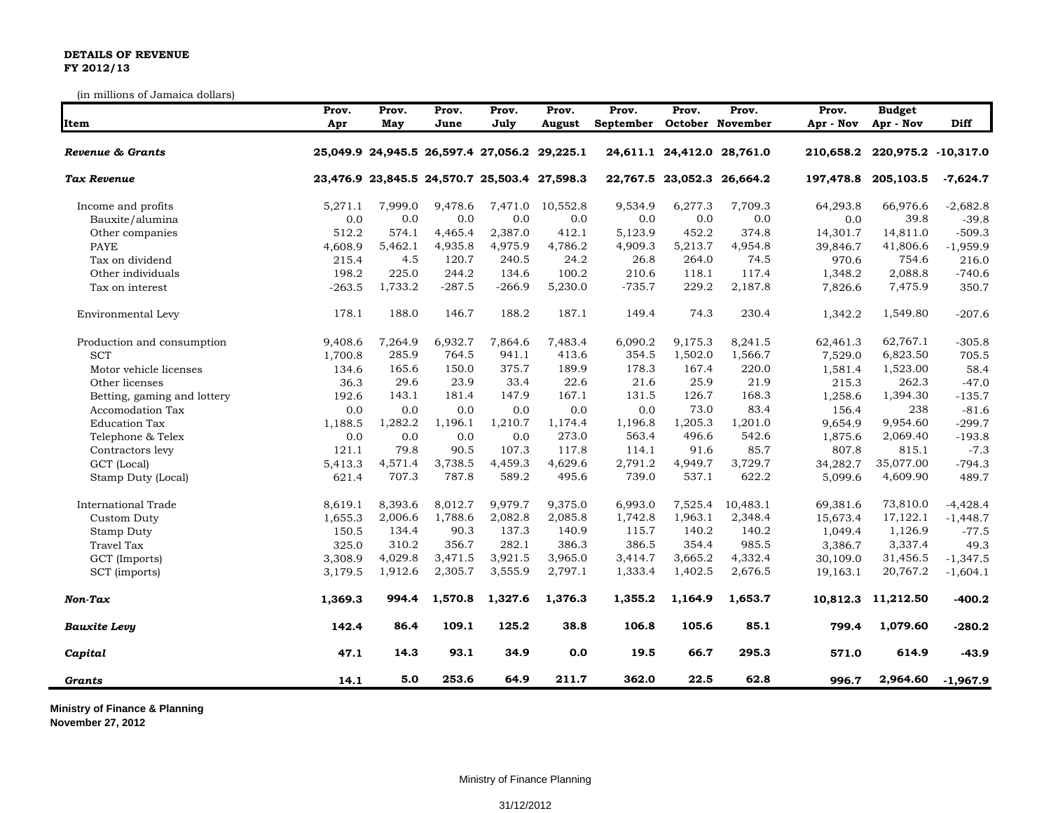**DETAILS OF REVENUE**
**FY 2012/13**

(in millions of Jamaica dollars)

| Item | Prov. Apr | Prov. May | Prov. June | Prov. July | Prov. August | Prov. September | Prov. October | Prov. November | Prov. Apr - Nov | Budget Apr - Nov | Diff |
|---|---|---|---|---|---|---|---|---|---|---|---|
| ***Revenue & Grants*** | **25,049.9** | **24,945.5** | **26,597.4** | **27,056.2** | **29,225.1** | **24,611.1** | **24,412.0** | **28,761.0** | **210,658.2** | **220,975.2** | **-10,317.0** |
| ***Tax Revenue*** | **23,476.9** | **23,845.5** | **24,570.7** | **25,503.4** | **27,598.3** | **22,767.5** | **23,052.3** | **26,664.2** | **197,478.8** | **205,103.5** | **-7,624.7** |
| Income and profits | 5,271.1 | 7,999.0 | 9,478.6 | 7,471.0 | 10,552.8 | 9,534.9 | 6,277.3 | 7,709.3 | 64,293.8 | 66,976.6 | -2,682.8 |
| Bauxite/alumina | 0.0 | 0.0 | 0.0 | 0.0 | 0.0 | 0.0 | 0.0 | 0.0 | 0.0 | 39.8 | -39.8 |
| Other companies | 512.2 | 574.1 | 4,465.4 | 2,387.0 | 412.1 | 5,123.9 | 452.2 | 374.8 | 14,301.7 | 14,811.0 | -509.3 |
| PAYE | 4,608.9 | 5,462.1 | 4,935.8 | 4,975.9 | 4,786.2 | 4,909.3 | 5,213.7 | 4,954.8 | 39,846.7 | 41,806.6 | -1,959.9 |
| Tax on dividend | 215.4 | 4.5 | 120.7 | 240.5 | 24.2 | 26.8 | 264.0 | 74.5 | 970.6 | 754.6 | 216.0 |
| Other individuals | 198.2 | 225.0 | 244.2 | 134.6 | 100.2 | 210.6 | 118.1 | 117.4 | 1,348.2 | 2,088.8 | -740.6 |
| Tax on interest | -263.5 | 1,733.2 | -287.5 | -266.9 | 5,230.0 | -735.7 | 229.2 | 2,187.8 | 7,826.6 | 7,475.9 | 350.7 |
| Environmental Levy | 178.1 | 188.0 | 146.7 | 188.2 | 187.1 | 149.4 | 74.3 | 230.4 | 1,342.2 | 1,549.80 | -207.6 |
| Production and consumption | 9,408.6 | 7,264.9 | 6,932.7 | 7,864.6 | 7,483.4 | 6,090.2 | 9,175.3 | 8,241.5 | 62,461.3 | 62,767.1 | -305.8 |
| SCT | 1,700.8 | 285.9 | 764.5 | 941.1 | 413.6 | 354.5 | 1,502.0 | 1,566.7 | 7,529.0 | 6,823.50 | 705.5 |
| Motor vehicle licenses | 134.6 | 165.6 | 150.0 | 375.7 | 189.9 | 178.3 | 167.4 | 220.0 | 1,581.4 | 1,523.00 | 58.4 |
| Other licenses | 36.3 | 29.6 | 23.9 | 33.4 | 22.6 | 21.6 | 25.9 | 21.9 | 215.3 | 262.3 | -47.0 |
| Betting, gaming and lottery | 192.6 | 143.1 | 181.4 | 147.9 | 167.1 | 131.5 | 126.7 | 168.3 | 1,258.6 | 1,394.30 | -135.7 |
| Accomodation Tax | 0.0 | 0.0 | 0.0 | 0.0 | 0.0 | 0.0 | 73.0 | 83.4 | 156.4 | 238 | -81.6 |
| Education Tax | 1,188.5 | 1,282.2 | 1,196.1 | 1,210.7 | 1,174.4 | 1,196.8 | 1,205.3 | 1,201.0 | 9,654.9 | 9,954.60 | -299.7 |
| Telephone & Telex | 0.0 | 0.0 | 0.0 | 0.0 | 273.0 | 563.4 | 496.6 | 542.6 | 1,875.6 | 2,069.40 | -193.8 |
| Contractors levy | 121.1 | 79.8 | 90.5 | 107.3 | 117.8 | 114.1 | 91.6 | 85.7 | 807.8 | 815.1 | -7.3 |
| GCT (Local) | 5,413.3 | 4,571.4 | 3,738.5 | 4,459.3 | 4,629.6 | 2,791.2 | 4,949.7 | 3,729.7 | 34,282.7 | 35,077.00 | -794.3 |
| Stamp Duty (Local) | 621.4 | 707.3 | 787.8 | 589.2 | 495.6 | 739.0 | 537.1 | 622.2 | 5,099.6 | 4,609.90 | 489.7 |
| International Trade | 8,619.1 | 8,393.6 | 8,012.7 | 9,979.7 | 9,375.0 | 6,993.0 | 7,525.4 | 10,483.1 | 69,381.6 | 73,810.0 | -4,428.4 |
| Custom Duty | 1,655.3 | 2,006.6 | 1,788.6 | 2,082.8 | 2,085.8 | 1,742.8 | 1,963.1 | 2,348.4 | 15,673.4 | 17,122.1 | -1,448.7 |
| Stamp Duty | 150.5 | 134.4 | 90.3 | 137.3 | 140.9 | 115.7 | 140.2 | 140.2 | 1,049.4 | 1,126.9 | -77.5 |
| Travel Tax | 325.0 | 310.2 | 356.7 | 282.1 | 386.3 | 386.5 | 354.4 | 985.5 | 3,386.7 | 3,337.4 | 49.3 |
| GCT (Imports) | 3,308.9 | 4,029.8 | 3,471.5 | 3,921.5 | 3,965.0 | 3,414.7 | 3,665.2 | 4,332.4 | 30,109.0 | 31,456.5 | -1,347.5 |
| SCT (imports) | 3,179.5 | 1,912.6 | 2,305.7 | 3,555.9 | 2,797.1 | 1,333.4 | 1,402.5 | 2,676.5 | 19,163.1 | 20,767.2 | -1,604.1 |
| ***Non-Tax*** | **1,369.3** | **994.4** | **1,570.8** | **1,327.6** | **1,376.3** | **1,355.2** | **1,164.9** | **1,653.7** | **10,812.3** | **11,212.50** | **-400.2** |
| ***Bauxite Levy*** | **142.4** | **86.4** | **109.1** | **125.2** | **38.8** | **106.8** | **105.6** | **85.1** | **799.4** | **1,079.60** | **-280.2** |
| ***Capital*** | **47.1** | **14.3** | **93.1** | **34.9** | **0.0** | **19.5** | **66.7** | **295.3** | **571.0** | **614.9** | **-43.9** |
| ***Grants*** | **14.1** | **5.0** | **253.6** | **64.9** | **211.7** | **362.0** | **22.5** | **62.8** | **996.7** | **2,964.60** | **-1,967.9** |

**Ministry of Finance & Planning**
**November 27, 2012**

Ministry of Finance Planning

31/12/2012